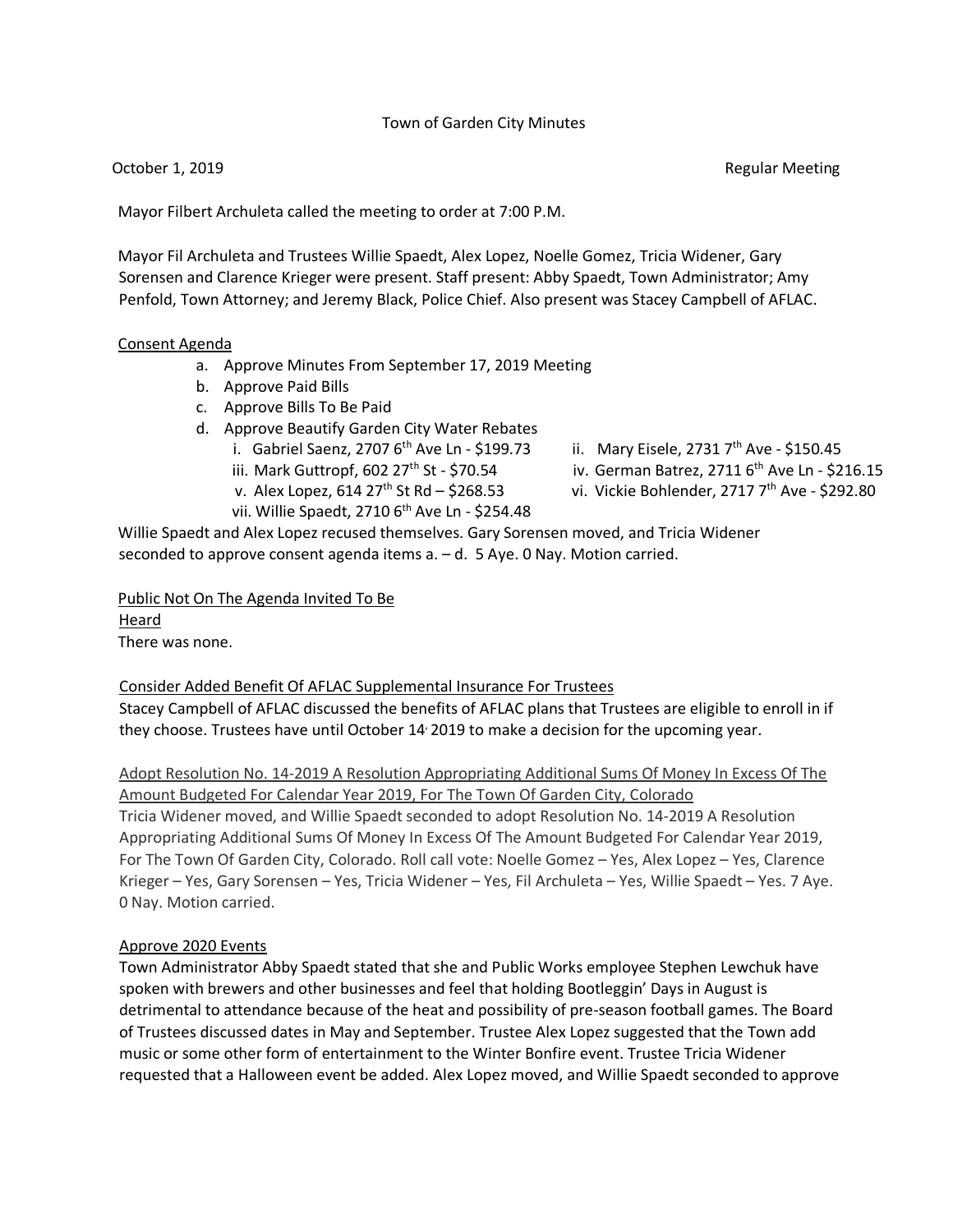Town of Garden City Minutes

October 1, 2019 Regular Meeting

Mayor Filbert Archuleta called the meeting to order at 7:00 P.M.

Mayor Fil Archuleta and Trustees Willie Spaedt, Alex Lopez, Noelle Gomez, Tricia Widener, Gary Sorensen and Clarence Krieger were present. Staff present: Abby Spaedt, Town Administrator; Amy Penfold, Town Attorney; and Jeremy Black, Police Chief. Also present was Stacey Campbell of AFLAC.

Consent Agenda

a. Approve Minutes From September 17, 2019 Meeting
b. Approve Paid Bills
c. Approve Bills To Be Paid
d. Approve Beautify Garden City Water Rebates
   i. Gabriel Saenz, 2707 6th Ave Ln - $199.73
   ii. Mary Eisele, 2731 7th Ave - $150.45
   iii. Mark Guttropf, 602 27th St - $70.54
   iv. German Batrez, 2711 6th Ave Ln - $216.15
   v. Alex Lopez, 614 27th St Rd – $268.53
   vi. Vickie Bohlender, 2717 7th Ave - $292.80
   vii. Willie Spaedt, 2710 6th Ave Ln - $254.48

Willie Spaedt and Alex Lopez recused themselves. Gary Sorensen moved, and Tricia Widener seconded to approve consent agenda items a. – d. 5 Aye. 0 Nay. Motion carried.

Public Not On The Agenda Invited To Be Heard

There was none.

Consider Added Benefit Of AFLAC Supplemental Insurance For Trustees

Stacey Campbell of AFLAC discussed the benefits of AFLAC plans that Trustees are eligible to enroll in if they choose. Trustees have until October 14, 2019 to make a decision for the upcoming year.

Adopt Resolution No. 14-2019 A Resolution Appropriating Additional Sums Of Money In Excess Of The Amount Budgeted For Calendar Year 2019, For The Town Of Garden City, Colorado

Tricia Widener moved, and Willie Spaedt seconded to adopt Resolution No. 14-2019 A Resolution Appropriating Additional Sums Of Money In Excess Of The Amount Budgeted For Calendar Year 2019, For The Town Of Garden City, Colorado. Roll call vote: Noelle Gomez – Yes, Alex Lopez – Yes, Clarence Krieger – Yes, Gary Sorensen – Yes, Tricia Widener – Yes, Fil Archuleta – Yes, Willie Spaedt – Yes. 7 Aye. 0 Nay. Motion carried.

Approve 2020 Events

Town Administrator Abby Spaedt stated that she and Public Works employee Stephen Lewchuk have spoken with brewers and other businesses and feel that holding Bootleggin' Days in August is detrimental to attendance because of the heat and possibility of pre-season football games. The Board of Trustees discussed dates in May and September. Trustee Alex Lopez suggested that the Town add music or some other form of entertainment to the Winter Bonfire event. Trustee Tricia Widener requested that a Halloween event be added. Alex Lopez moved, and Willie Spaedt seconded to approve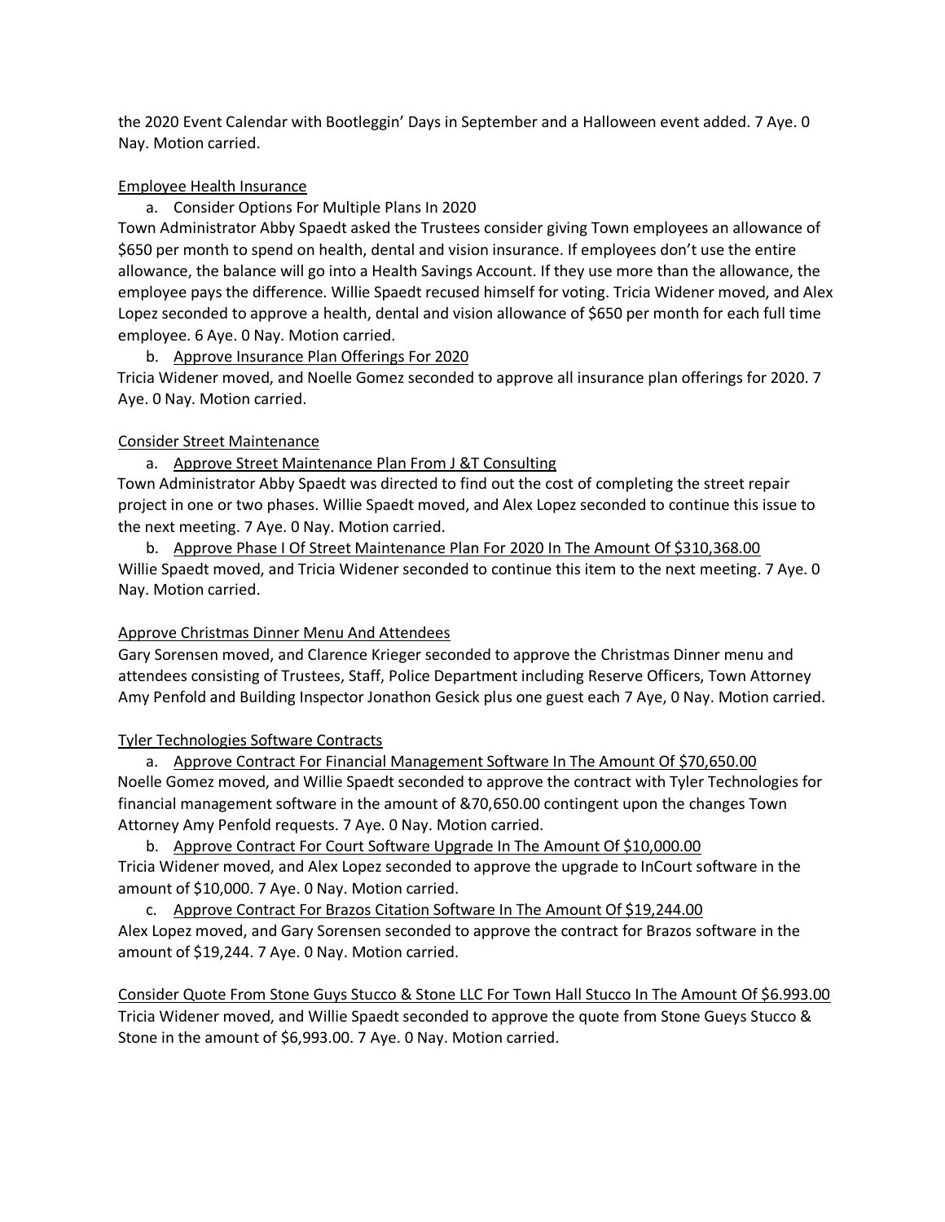the 2020 Event Calendar with Bootleggin' Days in September and a Halloween event added. 7 Aye. 0 Nay. Motion carried.

Employee Health Insurance

a. Consider Options For Multiple Plans In 2020

Town Administrator Abby Spaedt asked the Trustees consider giving Town employees an allowance of $650 per month to spend on health, dental and vision insurance. If employees don't use the entire allowance, the balance will go into a Health Savings Account. If they use more than the allowance, the employee pays the difference. Willie Spaedt recused himself for voting. Tricia Widener moved, and Alex Lopez seconded to approve a health, dental and vision allowance of $650 per month for each full time employee. 6 Aye. 0 Nay. Motion carried.

b. Approve Insurance Plan Offerings For 2020

Tricia Widener moved, and Noelle Gomez seconded to approve all insurance plan offerings for 2020. 7 Aye. 0 Nay. Motion carried.

Consider Street Maintenance

a. Approve Street Maintenance Plan From J &T Consulting

Town Administrator Abby Spaedt was directed to find out the cost of completing the street repair project in one or two phases. Willie Spaedt moved, and Alex Lopez seconded to continue this issue to the next meeting. 7 Aye. 0 Nay. Motion carried.

b. Approve Phase I Of Street Maintenance Plan For 2020 In The Amount Of $310,368.00

Willie Spaedt moved, and Tricia Widener seconded to continue this item to the next meeting. 7 Aye. 0 Nay. Motion carried.

Approve Christmas Dinner Menu And Attendees

Gary Sorensen moved, and Clarence Krieger seconded to approve the Christmas Dinner menu and attendees consisting of Trustees, Staff, Police Department including Reserve Officers, Town Attorney Amy Penfold and Building Inspector Jonathon Gesick plus one guest each 7 Aye, 0 Nay. Motion carried.

Tyler Technologies Software Contracts

a. Approve Contract For Financial Management Software In The Amount Of $70,650.00

Noelle Gomez moved, and Willie Spaedt seconded to approve the contract with Tyler Technologies for financial management software in the amount of &70,650.00 contingent upon the changes Town Attorney Amy Penfold requests. 7 Aye. 0 Nay. Motion carried.

b. Approve Contract For Court Software Upgrade In The Amount Of $10,000.00

Tricia Widener moved, and Alex Lopez seconded to approve the upgrade to InCourt software in the amount of $10,000. 7 Aye. 0 Nay. Motion carried.

c. Approve Contract For Brazos Citation Software In The Amount Of $19,244.00

Alex Lopez moved, and Gary Sorensen seconded to approve the contract for Brazos software in the amount of $19,244. 7 Aye. 0 Nay. Motion carried.

Consider Quote From Stone Guys Stucco & Stone LLC For Town Hall Stucco In The Amount Of $6.993.00

Tricia Widener moved, and Willie Spaedt seconded to approve the quote from Stone Gueys Stucco & Stone in the amount of $6,993.00. 7 Aye. 0 Nay. Motion carried.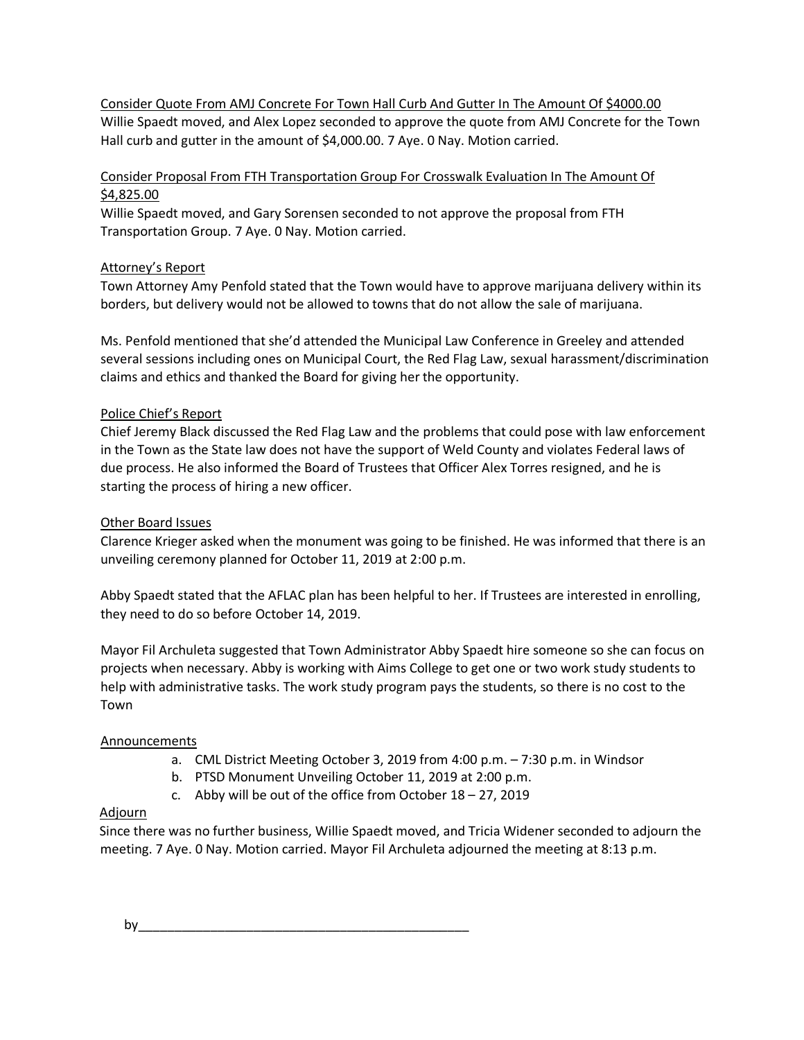Consider Quote From AMJ Concrete For Town Hall Curb And Gutter In The Amount Of $4000.00

Willie Spaedt moved, and Alex Lopez seconded to approve the quote from AMJ Concrete for the Town Hall curb and gutter in the amount of $4,000.00. 7 Aye. 0 Nay. Motion carried.

Consider Proposal From FTH Transportation Group For Crosswalk Evaluation In The Amount Of $4,825.00

Willie Spaedt moved, and Gary Sorensen seconded to not approve the proposal from FTH Transportation Group. 7 Aye. 0 Nay. Motion carried.

Attorney's Report

Town Attorney Amy Penfold stated that the Town would have to approve marijuana delivery within its borders, but delivery would not be allowed to towns that do not allow the sale of marijuana.

Ms. Penfold mentioned that she'd attended the Municipal Law Conference in Greeley and attended several sessions including ones on Municipal Court, the Red Flag Law, sexual harassment/discrimination claims and ethics and thanked the Board for giving her the opportunity.

Police Chief's Report

Chief Jeremy Black discussed the Red Flag Law and the problems that could pose with law enforcement in the Town as the State law does not have the support of Weld County and violates Federal laws of due process. He also informed the Board of Trustees that Officer Alex Torres resigned, and he is starting the process of hiring a new officer.

Other Board Issues

Clarence Krieger asked when the monument was going to be finished. He was informed that there is an unveiling ceremony planned for October 11, 2019 at 2:00 p.m.

Abby Spaedt stated that the AFLAC plan has been helpful to her. If Trustees are interested in enrolling, they need to do so before October 14, 2019.

Mayor Fil Archuleta suggested that Town Administrator Abby Spaedt hire someone so she can focus on projects when necessary. Abby is working with Aims College to get one or two work study students to help with administrative tasks. The work study program pays the students, so there is no cost to the Town

Announcements

a. CML District Meeting October 3, 2019 from 4:00 p.m. – 7:30 p.m. in Windsor
b. PTSD Monument Unveiling October 11, 2019 at 2:00 p.m.
c. Abby will be out of the office from October 18 – 27, 2019

Adjourn

Since there was no further business, Willie Spaedt moved, and Tricia Widener seconded to adjourn the meeting. 7 Aye. 0 Nay. Motion carried. Mayor Fil Archuleta adjourned the meeting at 8:13 p.m.

by_______________________________________________